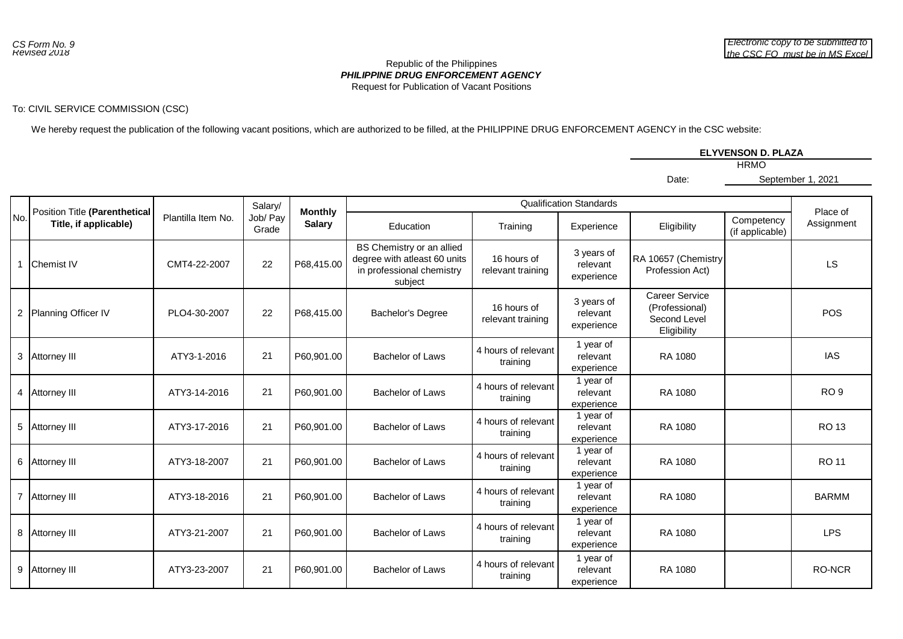*CS Form No. 9*
*Revised 2018*

*Electronic copy to be submitted to the CSC FO must be in MS Excel*

Republic of the Philippines
***PHILIPPINE DRUG ENFORCEMENT AGENCY***
Request for Publication of Vacant Positions

To: CIVIL SERVICE COMMISSION (CSC)

We hereby request the publication of the following vacant positions, which are authorized to be filled, at the PHILIPPINE DRUG ENFORCEMENT AGENCY in the CSC website:

**ELYVENSON D. PLAZA**
HRMO

Date: September 1, 2021

| No. | Position Title **(Parenthetical Title, if applicable)** | Plantilla Item No. | Salary/ Job/ Pay Grade | **Monthly Salary** | Qualification Standards | | | | | Place of Assignment |
|---|---|---|---|---|---|---|---|---|---|---|
| | | | | | Education | Training | Experience | Eligibility | Competency (if applicable) | |
| 1 | Chemist IV | CMT4-22-2007 | 22 | P68,415.00 | BS Chemistry or an allied degree with atleast 60 units in professional chemistry subject | 16 hours of relevant training | 3 years of relevant experience | RA 10657 (Chemistry Profession Act) | | LS |
| 2 | Planning Officer IV | PLO4-30-2007 | 22 | P68,415.00 | Bachelor's Degree | 16 hours of relevant training | 3 years of relevant experience | Career Service (Professional) Second Level Eligibility | | POS |
| 3 | Attorney III | ATY3-1-2016 | 21 | P60,901.00 | Bachelor of Laws | 4 hours of relevant training | 1 year of relevant experience | RA 1080 | | IAS |
| 4 | Attorney III | ATY3-14-2016 | 21 | P60,901.00 | Bachelor of Laws | 4 hours of relevant training | 1 year of relevant experience | RA 1080 | | RO 9 |
| 5 | Attorney III | ATY3-17-2016 | 21 | P60,901.00 | Bachelor of Laws | 4 hours of relevant training | 1 year of relevant experience | RA 1080 | | RO 13 |
| 6 | Attorney III | ATY3-18-2007 | 21 | P60,901.00 | Bachelor of Laws | 4 hours of relevant training | 1 year of relevant experience | RA 1080 | | RO 11 |
| 7 | Attorney III | ATY3-18-2016 | 21 | P60,901.00 | Bachelor of Laws | 4 hours of relevant training | 1 year of relevant experience | RA 1080 | | BARMM |
| 8 | Attorney III | ATY3-21-2007 | 21 | P60,901.00 | Bachelor of Laws | 4 hours of relevant training | 1 year of relevant experience | RA 1080 | | LPS |
| 9 | Attorney III | ATY3-23-2007 | 21 | P60,901.00 | Bachelor of Laws | 4 hours of relevant training | 1 year of relevant experience | RA 1080 | | RO-NCR |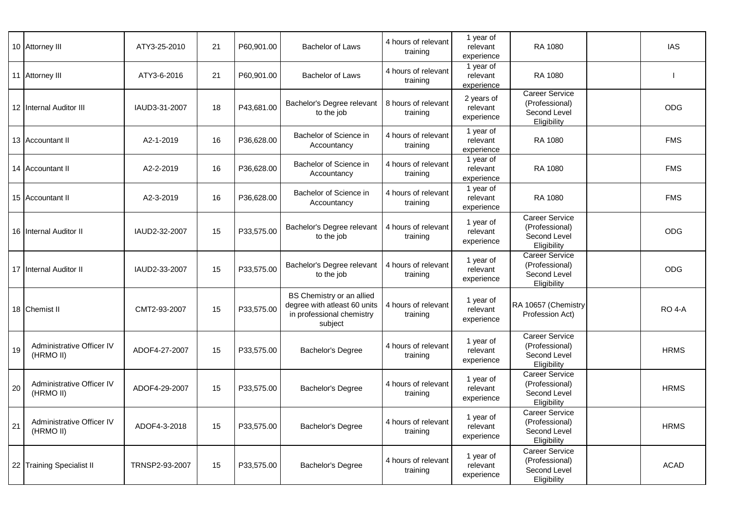| | | | | | | | | | | |
|---|---|---|---|---|---|---|---|---|---|---|
| 10 | Attorney III | ATY3-25-2010 | 21 | P60,901.00 | Bachelor of Laws | 4 hours of relevant training | 1 year of relevant experience | RA 1080 | | IAS |
| 11 | Attorney III | ATY3-6-2016 | 21 | P60,901.00 | Bachelor of Laws | 4 hours of relevant training | 1 year of relevant experience | RA 1080 | | I |
| 12 | Internal Auditor III | IAUD3-31-2007 | 18 | P43,681.00 | Bachelor's Degree relevant to the job | 8 hours of relevant training | 2 years of relevant experience | Career Service (Professional) Second Level Eligibility | | ODG |
| 13 | Accountant II | A2-1-2019 | 16 | P36,628.00 | Bachelor of Science in Accountancy | 4 hours of relevant training | 1 year of relevant experience | RA 1080 | | FMS |
| 14 | Accountant II | A2-2-2019 | 16 | P36,628.00 | Bachelor of Science in Accountancy | 4 hours of relevant training | 1 year of relevant experience | RA 1080 | | FMS |
| 15 | Accountant II | A2-3-2019 | 16 | P36,628.00 | Bachelor of Science in Accountancy | 4 hours of relevant training | 1 year of relevant experience | RA 1080 | | FMS |
| 16 | Internal Auditor II | IAUD2-32-2007 | 15 | P33,575.00 | Bachelor's Degree relevant to the job | 4 hours of relevant training | 1 year of relevant experience | Career Service (Professional) Second Level Eligibility | | ODG |
| 17 | Internal Auditor II | IAUD2-33-2007 | 15 | P33,575.00 | Bachelor's Degree relevant to the job | 4 hours of relevant training | 1 year of relevant experience | Career Service (Professional) Second Level Eligibility | | ODG |
| 18 | Chemist II | CMT2-93-2007 | 15 | P33,575.00 | BS Chemistry or an allied degree with atleast 60 units in professional chemistry subject | 4 hours of relevant training | 1 year of relevant experience | RA 10657 (Chemistry Profession Act) | | RO 4-A |
| 19 | Administrative Officer IV (HRMO II) | ADOF4-27-2007 | 15 | P33,575.00 | Bachelor's Degree | 4 hours of relevant training | 1 year of relevant experience | Career Service (Professional) Second Level Eligibility | | HRMS |
| 20 | Administrative Officer IV (HRMO II) | ADOF4-29-2007 | 15 | P33,575.00 | Bachelor's Degree | 4 hours of relevant training | 1 year of relevant experience | Career Service (Professional) Second Level Eligibility | | HRMS |
| 21 | Administrative Officer IV (HRMO II) | ADOF4-3-2018 | 15 | P33,575.00 | Bachelor's Degree | 4 hours of relevant training | 1 year of relevant experience | Career Service (Professional) Second Level Eligibility | | HRMS |
| 22 | Training Specialist II | TRNSP2-93-2007 | 15 | P33,575.00 | Bachelor's Degree | 4 hours of relevant training | 1 year of relevant experience | Career Service (Professional) Second Level Eligibility | | ACAD |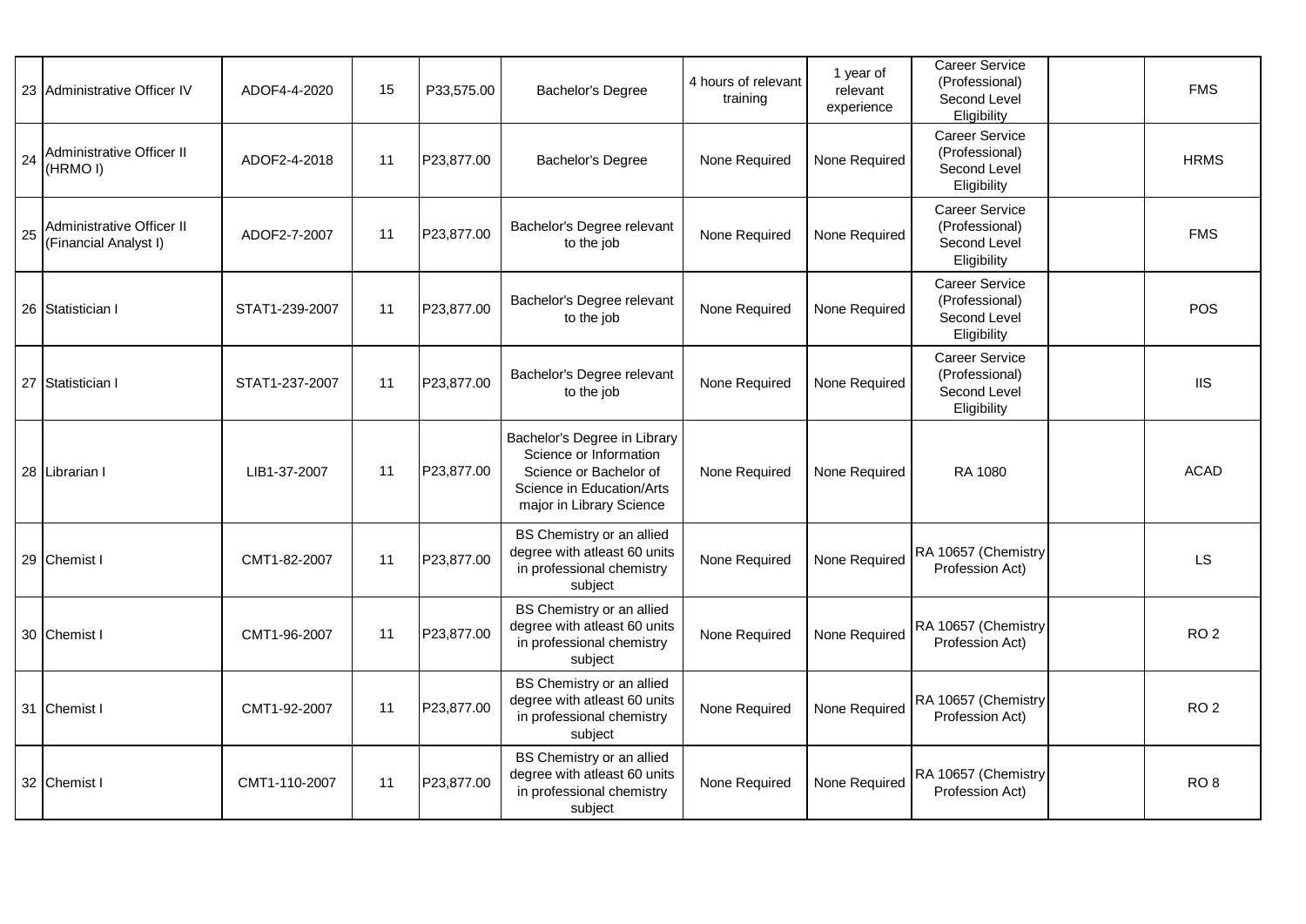| 23 | Administrative Officer IV | ADOF4-4-2020 | 15 | P33,575.00 | Bachelor's Degree | 4 hours of relevant training | 1 year of relevant experience | Career Service (Professional) Second Level Eligibility | | FMS |
|---|---|---|---|---|---|---|---|---|---|---|
| 24 | Administrative Officer II (HRMO I) | ADOF2-4-2018 | 11 | P23,877.00 | Bachelor's Degree | None Required | None Required | Career Service (Professional) Second Level Eligibility | | HRMS |
| 25 | Administrative Officer II (Financial Analyst I) | ADOF2-7-2007 | 11 | P23,877.00 | Bachelor's Degree relevant to the job | None Required | None Required | Career Service (Professional) Second Level Eligibility | | FMS |
| 26 | Statistician I | STAT1-239-2007 | 11 | P23,877.00 | Bachelor's Degree relevant to the job | None Required | None Required | Career Service (Professional) Second Level Eligibility | | POS |
| 27 | Statistician I | STAT1-237-2007 | 11 | P23,877.00 | Bachelor's Degree relevant to the job | None Required | None Required | Career Service (Professional) Second Level Eligibility | | IIS |
| 28 | Librarian I | LIB1-37-2007 | 11 | P23,877.00 | Bachelor's Degree in Library Science or Information Science or Bachelor of Science in Education/Arts major in Library Science | None Required | None Required | RA 1080 | | ACAD |
| 29 | Chemist I | CMT1-82-2007 | 11 | P23,877.00 | BS Chemistry or an allied degree with atleast 60 units in professional chemistry subject | None Required | None Required | RA 10657 (Chemistry Profession Act) | | LS |
| 30 | Chemist I | CMT1-96-2007 | 11 | P23,877.00 | BS Chemistry or an allied degree with atleast 60 units in professional chemistry subject | None Required | None Required | RA 10657 (Chemistry Profession Act) | | RO 2 |
| 31 | Chemist I | CMT1-92-2007 | 11 | P23,877.00 | BS Chemistry or an allied degree with atleast 60 units in professional chemistry subject | None Required | None Required | RA 10657 (Chemistry Profession Act) | | RO 2 |
| 32 | Chemist I | CMT1-110-2007 | 11 | P23,877.00 | BS Chemistry or an allied degree with atleast 60 units in professional chemistry subject | None Required | None Required | RA 10657 (Chemistry Profession Act) | | RO 8 |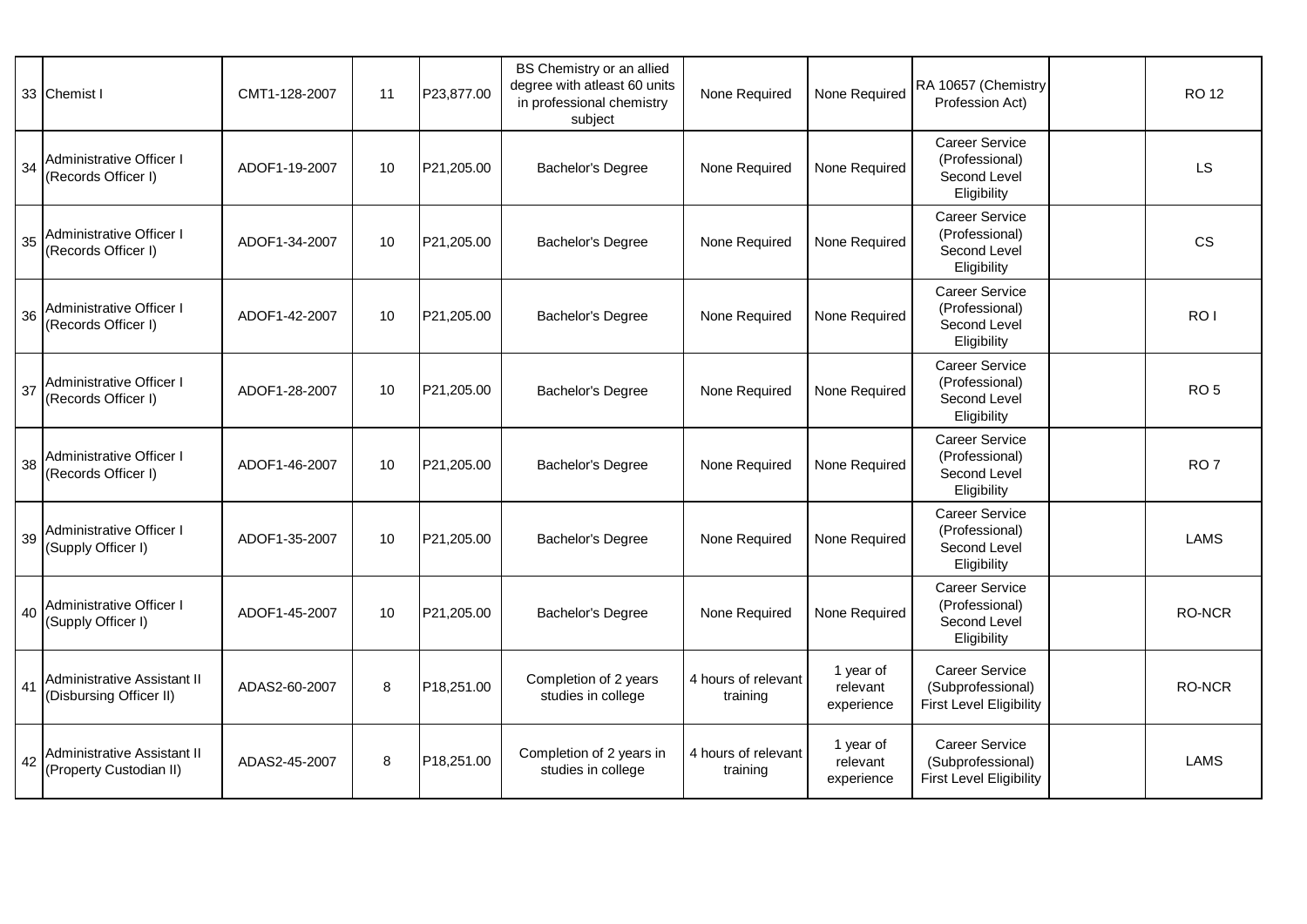| | | | | | | | | | | |
|---|---|---|---|---|---|---|---|---|---|---|
| 33 | Chemist I | CMT1-128-2007 | 11 | P23,877.00 | BS Chemistry or an allied degree with atleast 60 units in professional chemistry subject | None Required | None Required | RA 10657 (Chemistry Profession Act) | | RO 12 |
| 34 | Administrative Officer I (Records Officer I) | ADOF1-19-2007 | 10 | P21,205.00 | Bachelor's Degree | None Required | None Required | Career Service (Professional) Second Level Eligibility | | LS |
| 35 | Administrative Officer I (Records Officer I) | ADOF1-34-2007 | 10 | P21,205.00 | Bachelor's Degree | None Required | None Required | Career Service (Professional) Second Level Eligibility | | CS |
| 36 | Administrative Officer I (Records Officer I) | ADOF1-42-2007 | 10 | P21,205.00 | Bachelor's Degree | None Required | None Required | Career Service (Professional) Second Level Eligibility | | RO I |
| 37 | Administrative Officer I (Records Officer I) | ADOF1-28-2007 | 10 | P21,205.00 | Bachelor's Degree | None Required | None Required | Career Service (Professional) Second Level Eligibility | | RO 5 |
| 38 | Administrative Officer I (Records Officer I) | ADOF1-46-2007 | 10 | P21,205.00 | Bachelor's Degree | None Required | None Required | Career Service (Professional) Second Level Eligibility | | RO 7 |
| 39 | Administrative Officer I (Supply Officer I) | ADOF1-35-2007 | 10 | P21,205.00 | Bachelor's Degree | None Required | None Required | Career Service (Professional) Second Level Eligibility | | LAMS |
| 40 | Administrative Officer I (Supply Officer I) | ADOF1-45-2007 | 10 | P21,205.00 | Bachelor's Degree | None Required | None Required | Career Service (Professional) Second Level Eligibility | | RO-NCR |
| 41 | Administrative Assistant II (Disbursing Officer II) | ADAS2-60-2007 | 8 | P18,251.00 | Completion of 2 years studies in college | 4 hours of relevant training | 1 year of relevant experience | Career Service (Subprofessional) First Level Eligibility | | RO-NCR |
| 42 | Administrative Assistant II (Property Custodian II) | ADAS2-45-2007 | 8 | P18,251.00 | Completion of 2 years in studies in college | 4 hours of relevant training | 1 year of relevant experience | Career Service (Subprofessional) First Level Eligibility | | LAMS |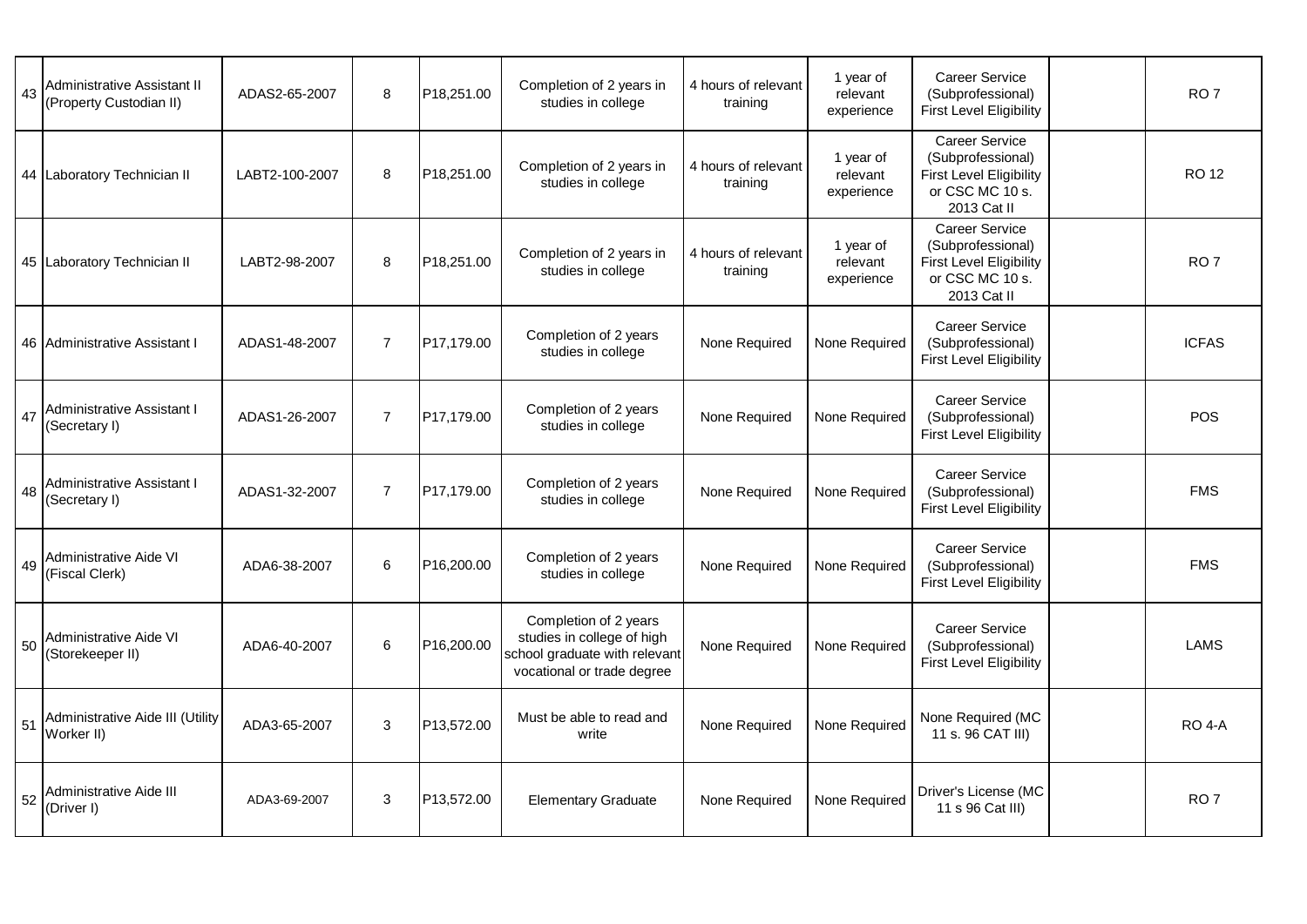| 43 | Administrative Assistant II (Property Custodian II) | ADAS2-65-2007 | 8 | P18,251.00 | Completion of 2 years in studies in college | 4 hours of relevant training | 1 year of relevant experience | Career Service (Subprofessional) First Level Eligibility | | RO 7 |
|---|---|---|---|---|---|---|---|---|---|---|
| 44 | Laboratory Technician II | LABT2-100-2007 | 8 | P18,251.00 | Completion of 2 years in studies in college | 4 hours of relevant training | 1 year of relevant experience | Career Service (Subprofessional) First Level Eligibility or CSC MC 10 s. 2013 Cat II | | RO 12 |
| 45 | Laboratory Technician II | LABT2-98-2007 | 8 | P18,251.00 | Completion of 2 years in studies in college | 4 hours of relevant training | 1 year of relevant experience | Career Service (Subprofessional) First Level Eligibility or CSC MC 10 s. 2013 Cat II | | RO 7 |
| 46 | Administrative Assistant I | ADAS1-48-2007 | 7 | P17,179.00 | Completion of 2 years studies in college | None Required | None Required | Career Service (Subprofessional) First Level Eligibility | | ICFAS |
| 47 | Administrative Assistant I (Secretary I) | ADAS1-26-2007 | 7 | P17,179.00 | Completion of 2 years studies in college | None Required | None Required | Career Service (Subprofessional) First Level Eligibility | | POS |
| 48 | Administrative Assistant I (Secretary I) | ADAS1-32-2007 | 7 | P17,179.00 | Completion of 2 years studies in college | None Required | None Required | Career Service (Subprofessional) First Level Eligibility | | FMS |
| 49 | Administrative Aide VI (Fiscal Clerk) | ADA6-38-2007 | 6 | P16,200.00 | Completion of 2 years studies in college | None Required | None Required | Career Service (Subprofessional) First Level Eligibility | | FMS |
| 50 | Administrative Aide VI (Storekeeper II) | ADA6-40-2007 | 6 | P16,200.00 | Completion of 2 years studies in college of high school graduate with relevant vocational or trade degree | None Required | None Required | Career Service (Subprofessional) First Level Eligibility | | LAMS |
| 51 | Administrative Aide III (Utility Worker II) | ADA3-65-2007 | 3 | P13,572.00 | Must be able to read and write | None Required | None Required | None Required (MC 11 s. 96 CAT III) | | RO 4-A |
| 52 | Administrative Aide III (Driver I) | ADA3-69-2007 | 3 | P13,572.00 | Elementary Graduate | None Required | None Required | Driver's License (MC 11 s 96 Cat III) | | RO 7 |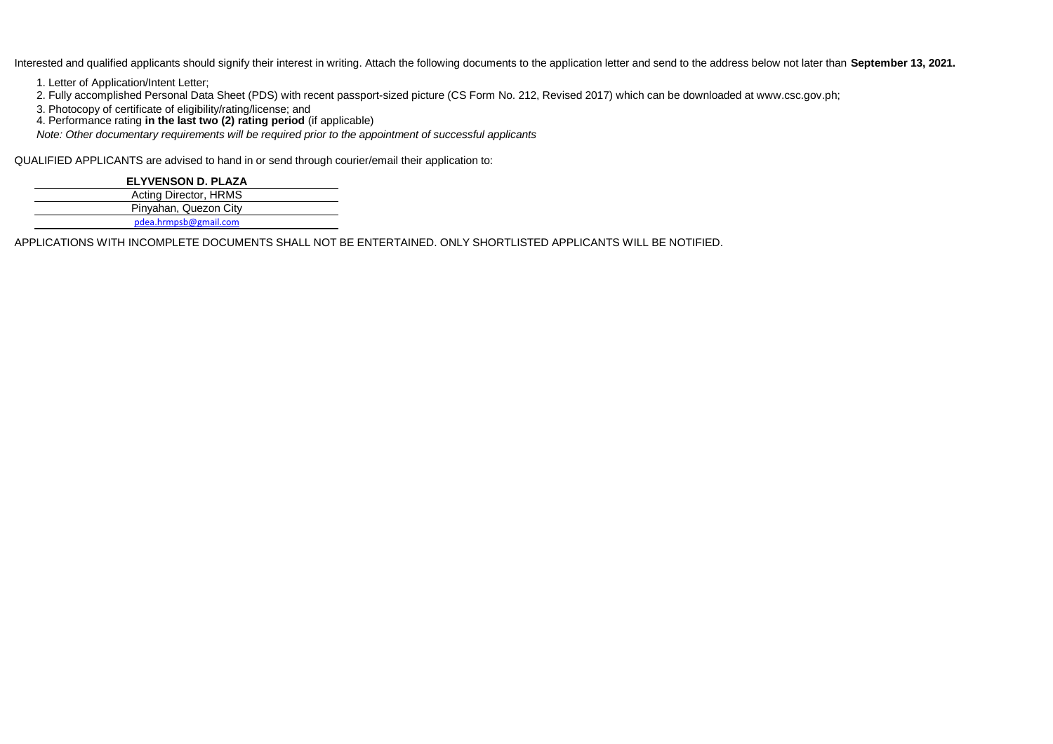Interested and qualified applicants should signify their interest in writing. Attach the following documents to the application letter and send to the address below not later than **September 13, 2021.**

1. Letter of Application/Intent Letter;
2. Fully accomplished Personal Data Sheet (PDS) with recent passport-sized picture (CS Form No. 212, Revised 2017) which can be downloaded at www.csc.gov.ph;
3. Photocopy of certificate of eligibility/rating/license; and
4. Performance rating **in the last two (2) rating period** (if applicable)

*Note: Other documentary requirements will be required prior to the appointment of successful applicants*

QUALIFIED APPLICANTS are advised to hand in or send through courier/email their application to:

**ELYVENSON D. PLAZA**
Acting Director, HRMS
Pinyahan, Quezon City
pdea.hrmpsb@gmail.com

APPLICATIONS WITH INCOMPLETE DOCUMENTS SHALL NOT BE ENTERTAINED. ONLY SHORTLISTED APPLICANTS WILL BE NOTIFIED.